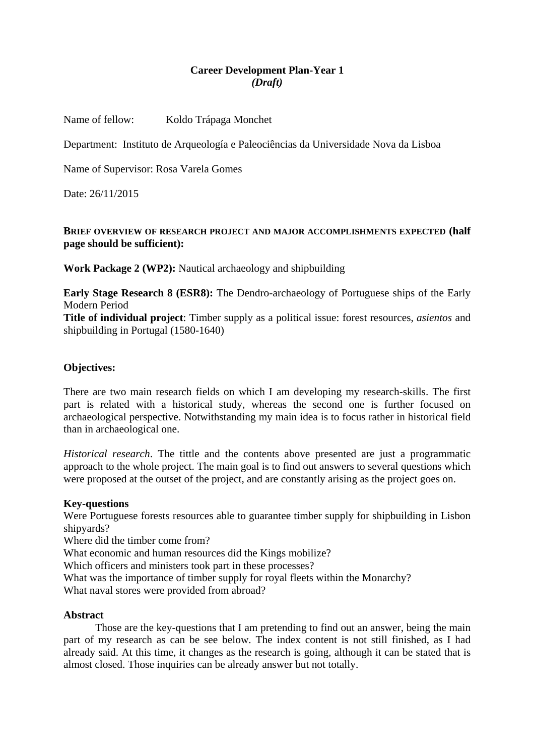**Career Development Plan-Year 1**
***(Draft)***

Name of fellow: Koldo Trápaga Monchet

Department: Instituto de Arqueología e Paleociências da Universidade Nova da Lisboa

Name of Supervisor: Rosa Varela Gomes

Date: 26/11/2015

**BRIEF OVERVIEW OF RESEARCH PROJECT AND MAJOR ACCOMPLISHMENTS EXPECTED (half page should be sufficient):**

**Work Package 2 (WP2):** Nautical archaeology and shipbuilding

**Early Stage Research 8 (ESR8):** The Dendro-archaeology of Portuguese ships of the Early Modern Period
**Title of individual project**: Timber supply as a political issue: forest resources, *asientos* and shipbuilding in Portugal (1580-1640)

**Objectives:**

There are two main research fields on which I am developing my research-skills. The first part is related with a historical study, whereas the second one is further focused on archaeological perspective. Notwithstanding my main idea is to focus rather in historical field than in archaeological one.

*Historical research*. The tittle and the contents above presented are just a programmatic approach to the whole project. The main goal is to find out answers to several questions which were proposed at the outset of the project, and are constantly arising as the project goes on.

**Key-questions**
Were Portuguese forests resources able to guarantee timber supply for shipbuilding in Lisbon shipyards?
Where did the timber come from?
What economic and human resources did the Kings mobilize?
Which officers and ministers took part in these processes?
What was the importance of timber supply for royal fleets within the Monarchy?
What naval stores were provided from abroad?

**Abstract**

Those are the key-questions that I am pretending to find out an answer, being the main part of my research as can be see below. The index content is not still finished, as I had already said. At this time, it changes as the research is going, although it can be stated that is almost closed. Those inquiries can be already answer but not totally.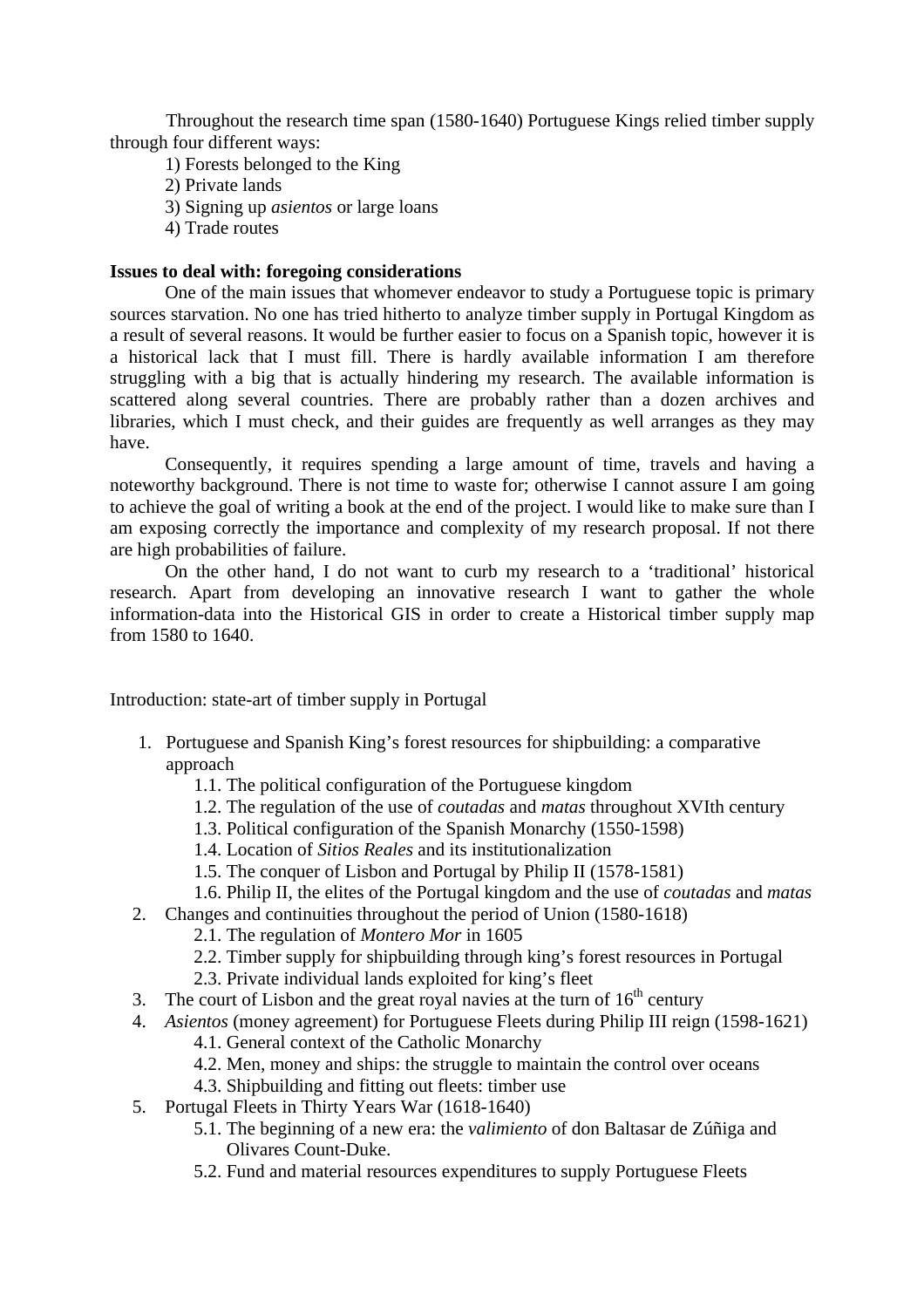Throughout the research time span (1580-1640) Portuguese Kings relied timber supply through four different ways:

1) Forests belonged to the King
2) Private lands
3) Signing up *asientos* or large loans
4) Trade routes

**Issues to deal with: foregoing considerations**

One of the main issues that whomever endeavor to study a Portuguese topic is primary sources starvation. No one has tried hitherto to analyze timber supply in Portugal Kingdom as a result of several reasons. It would be further easier to focus on a Spanish topic, however it is a historical lack that I must fill. There is hardly available information I am therefore struggling with a big that is actually hindering my research. The available information is scattered along several countries. There are probably rather than a dozen archives and libraries, which I must check, and their guides are frequently as well arranges as they may have.

Consequently, it requires spending a large amount of time, travels and having a noteworthy background. There is not time to waste for; otherwise I cannot assure I am going to achieve the goal of writing a book at the end of the project. I would like to make sure than I am exposing correctly the importance and complexity of my research proposal. If not there are high probabilities of failure.

On the other hand, I do not want to curb my research to a 'traditional' historical research. Apart from developing an innovative research I want to gather the whole information-data into the Historical GIS in order to create a Historical timber supply map from 1580 to 1640.

Introduction: state-art of timber supply in Portugal

1. Portuguese and Spanish King's forest resources for shipbuilding: a comparative approach
   - 1.1. The political configuration of the Portuguese kingdom
   - 1.2. The regulation of the use of *coutadas* and *matas* throughout XVIth century
   - 1.3. Political configuration of the Spanish Monarchy (1550-1598)
   - 1.4. Location of *Sitios Reales* and its institutionalization
   - 1.5. The conquer of Lisbon and Portugal by Philip II (1578-1581)
   - 1.6. Philip II, the elites of the Portugal kingdom and the use of *coutadas* and *matas*
2. Changes and continuities throughout the period of Union (1580-1618)
   - 2.1. The regulation of *Montero Mor* in 1605
   - 2.2. Timber supply for shipbuilding through king's forest resources in Portugal
   - 2.3. Private individual lands exploited for king's fleet
3. The court of Lisbon and the great royal navies at the turn of 16th century
4. *Asientos* (money agreement) for Portuguese Fleets during Philip III reign (1598-1621)
   - 4.1. General context of the Catholic Monarchy
   - 4.2. Men, money and ships: the struggle to maintain the control over oceans
   - 4.3. Shipbuilding and fitting out fleets: timber use
5. Portugal Fleets in Thirty Years War (1618-1640)
   - 5.1. The beginning of a new era: the *valimiento* of don Baltasar de Zúñiga and Olivares Count-Duke.
   - 5.2. Fund and material resources expenditures to supply Portuguese Fleets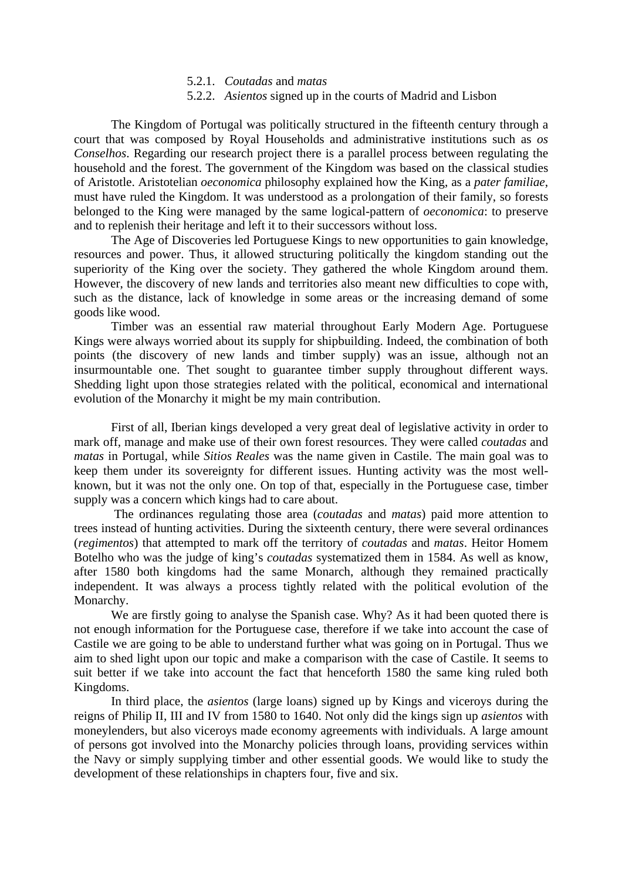5.2.1. *Coutadas* and *matas*
5.2.2. *Asientos* signed up in the courts of Madrid and Lisbon

The Kingdom of Portugal was politically structured in the fifteenth century through a court that was composed by Royal Households and administrative institutions such as *os Conselhos*. Regarding our research project there is a parallel process between regulating the household and the forest. The government of the Kingdom was based on the classical studies of Aristotle. Aristotelian *oeconomica* philosophy explained how the King, as a *pater familiae*, must have ruled the Kingdom. It was understood as a prolongation of their family, so forests belonged to the King were managed by the same logical-pattern of *oeconomica*: to preserve and to replenish their heritage and left it to their successors without loss.

The Age of Discoveries led Portuguese Kings to new opportunities to gain knowledge, resources and power. Thus, it allowed structuring politically the kingdom standing out the superiority of the King over the society. They gathered the whole Kingdom around them. However, the discovery of new lands and territories also meant new difficulties to cope with, such as the distance, lack of knowledge in some areas or the increasing demand of some goods like wood.

Timber was an essential raw material throughout Early Modern Age. Portuguese Kings were always worried about its supply for shipbuilding. Indeed, the combination of both points (the discovery of new lands and timber supply) was an issue, although not an insurmountable one. Thet sought to guarantee timber supply throughout different ways. Shedding light upon those strategies related with the political, economical and international evolution of the Monarchy it might be my main contribution.

First of all, Iberian kings developed a very great deal of legislative activity in order to mark off, manage and make use of their own forest resources. They were called *coutadas* and *matas* in Portugal, while *Sitios Reales* was the name given in Castile. The main goal was to keep them under its sovereignty for different issues. Hunting activity was the most well-known, but it was not the only one. On top of that, especially in the Portuguese case, timber supply was a concern which kings had to care about.

The ordinances regulating those area (*coutadas* and *matas*) paid more attention to trees instead of hunting activities. During the sixteenth century, there were several ordinances (*regimentos*) that attempted to mark off the territory of *coutadas* and *matas*. Heitor Homem Botelho who was the judge of king's *coutadas* systematized them in 1584. As well as know, after 1580 both kingdoms had the same Monarch, although they remained practically independent. It was always a process tightly related with the political evolution of the Monarchy.

We are firstly going to analyse the Spanish case. Why? As it had been quoted there is not enough information for the Portuguese case, therefore if we take into account the case of Castile we are going to be able to understand further what was going on in Portugal. Thus we aim to shed light upon our topic and make a comparison with the case of Castile. It seems to suit better if we take into account the fact that henceforth 1580 the same king ruled both Kingdoms.

In third place, the *asientos* (large loans) signed up by Kings and viceroys during the reigns of Philip II, III and IV from 1580 to 1640. Not only did the kings sign up *asientos* with moneylenders, but also viceroys made economy agreements with individuals. A large amount of persons got involved into the Monarchy policies through loans, providing services within the Navy or simply supplying timber and other essential goods. We would like to study the development of these relationships in chapters four, five and six.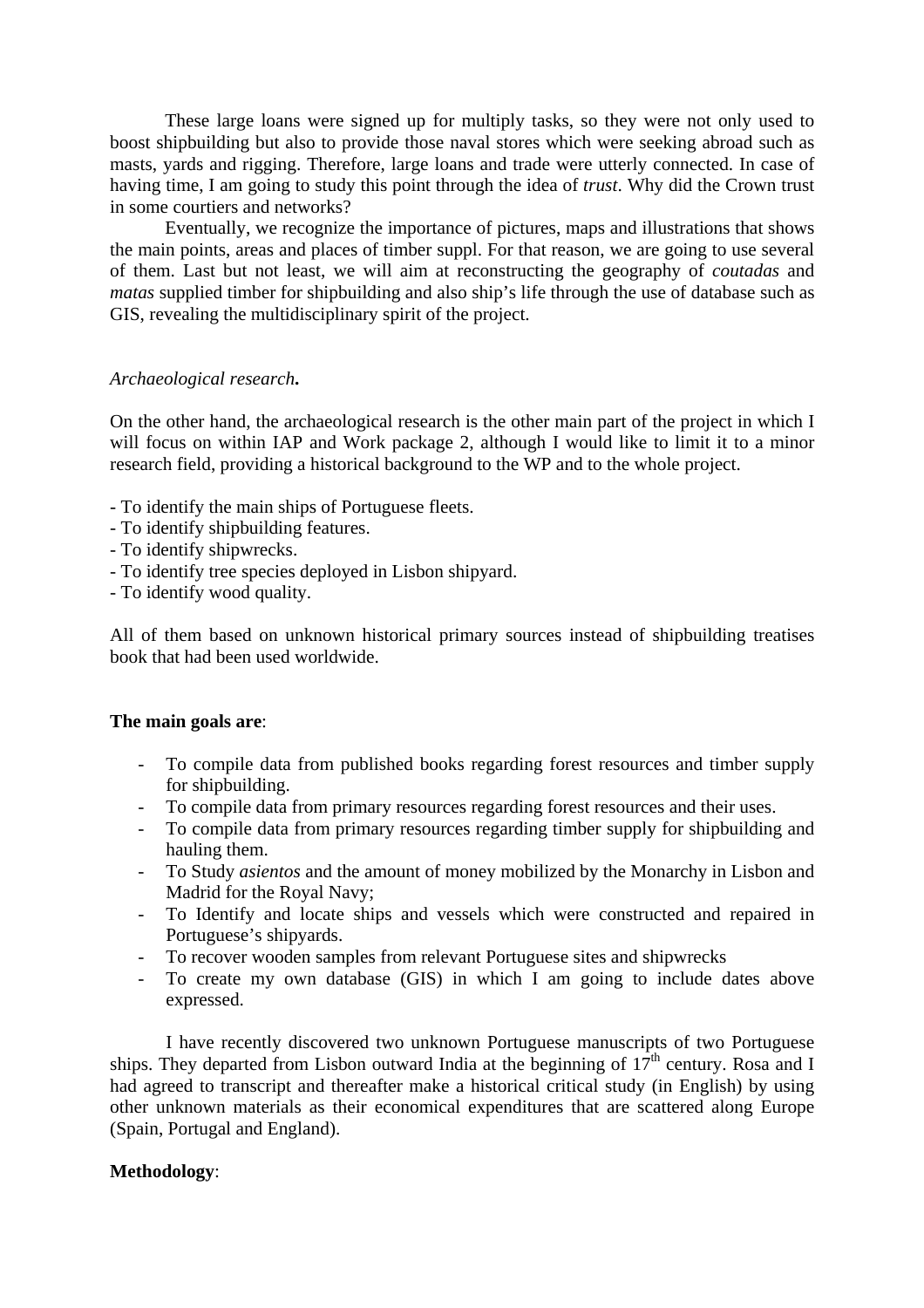These large loans were signed up for multiply tasks, so they were not only used to boost shipbuilding but also to provide those naval stores which were seeking abroad such as masts, yards and rigging. Therefore, large loans and trade were utterly connected. In case of having time, I am going to study this point through the idea of *trust*. Why did the Crown trust in some courtiers and networks?

Eventually, we recognize the importance of pictures, maps and illustrations that shows the main points, areas and places of timber suppl. For that reason, we are going to use several of them. Last but not least, we will aim at reconstructing the geography of *coutadas* and *matas* supplied timber for shipbuilding and also ship's life through the use of database such as GIS, revealing the multidisciplinary spirit of the project.

*Archaeological research***.**

On the other hand, the archaeological research is the other main part of the project in which I will focus on within IAP and Work package 2, although I would like to limit it to a minor research field, providing a historical background to the WP and to the whole project.

- To identify the main ships of Portuguese fleets.
- To identify shipbuilding features.
- To identify shipwrecks.
- To identify tree species deployed in Lisbon shipyard.
- To identify wood quality.

All of them based on unknown historical primary sources instead of shipbuilding treatises book that had been used worldwide.

**The main goals are**:

- To compile data from published books regarding forest resources and timber supply for shipbuilding.
- To compile data from primary resources regarding forest resources and their uses.
- To compile data from primary resources regarding timber supply for shipbuilding and hauling them.
- To Study *asientos* and the amount of money mobilized by the Monarchy in Lisbon and Madrid for the Royal Navy;
- To Identify and locate ships and vessels which were constructed and repaired in Portuguese's shipyards.
- To recover wooden samples from relevant Portuguese sites and shipwrecks
- To create my own database (GIS) in which I am going to include dates above expressed.

I have recently discovered two unknown Portuguese manuscripts of two Portuguese ships. They departed from Lisbon outward India at the beginning of 17th century. Rosa and I had agreed to transcript and thereafter make a historical critical study (in English) by using other unknown materials as their economical expenditures that are scattered along Europe (Spain, Portugal and England).

**Methodology**: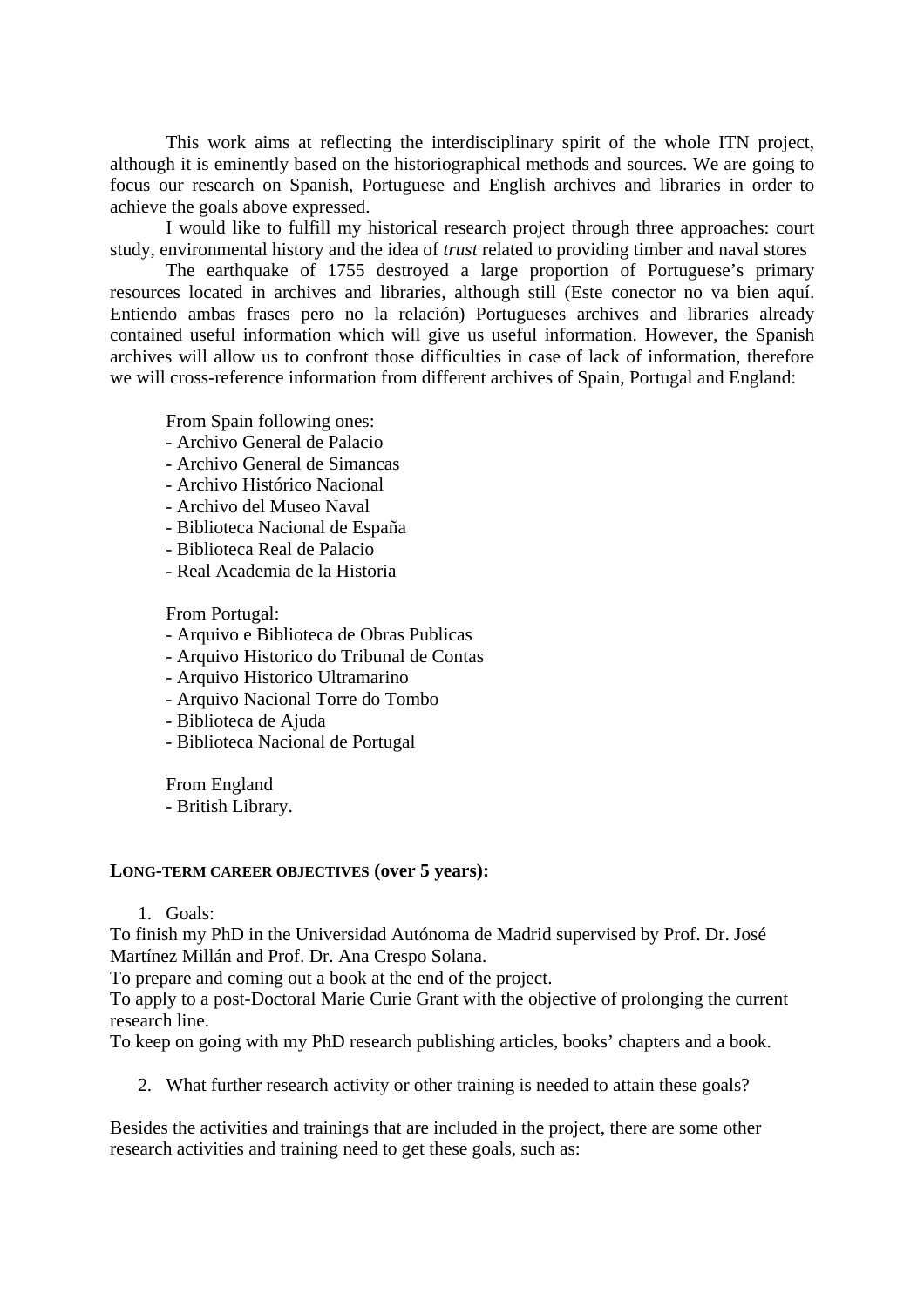This work aims at reflecting the interdisciplinary spirit of the whole ITN project, although it is eminently based on the historiographical methods and sources. We are going to focus our research on Spanish, Portuguese and English archives and libraries in order to achieve the goals above expressed.

I would like to fulfill my historical research project through three approaches: court study, environmental history and the idea of *trust* related to providing timber and naval stores

The earthquake of 1755 destroyed a large proportion of Portuguese's primary resources located in archives and libraries, although still (Este conector no va bien aquí. Entiendo ambas frases pero no la relación) Portugueses archives and libraries already contained useful information which will give us useful information. However, the Spanish archives will allow us to confront those difficulties in case of lack of information, therefore we will cross-reference information from different archives of Spain, Portugal and England:

From Spain following ones:
- Archivo General de Palacio
- Archivo General de Simancas
- Archivo Histórico Nacional
- Archivo del Museo Naval
- Biblioteca Nacional de España
- Biblioteca Real de Palacio
- Real Academia de la Historia

From Portugal:
- Arquivo e Biblioteca de Obras Publicas
- Arquivo Historico do Tribunal de Contas
- Arquivo Historico Ultramarino
- Arquivo Nacional Torre do Tombo
- Biblioteca de Ajuda
- Biblioteca Nacional de Portugal

From England
- British Library.

**LONG-TERM CAREER OBJECTIVES (over 5 years):**

1. Goals:

To finish my PhD in the Universidad Autónoma de Madrid supervised by Prof. Dr. José Martínez Millán and Prof. Dr. Ana Crespo Solana.
To prepare and coming out a book at the end of the project.
To apply to a post-Doctoral Marie Curie Grant with the objective of prolonging the current research line.
To keep on going with my PhD research publishing articles, books' chapters and a book.

2. What further research activity or other training is needed to attain these goals?

Besides the activities and trainings that are included in the project, there are some other research activities and training need to get these goals, such as: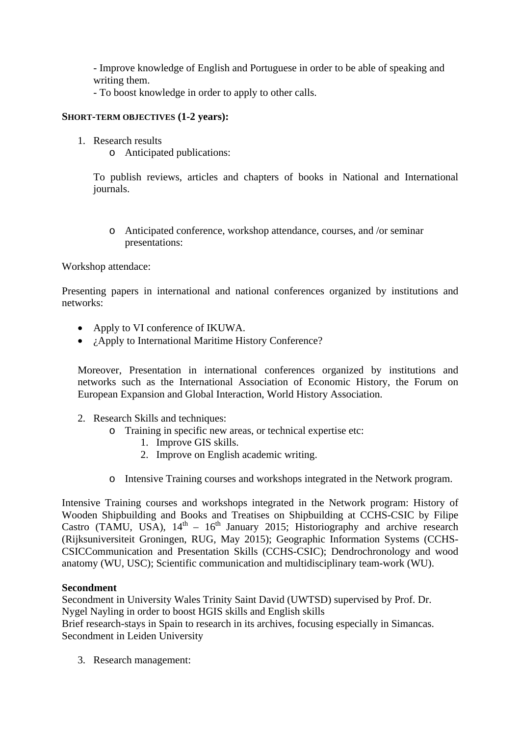- Improve knowledge of English and Portuguese in order to be able of speaking and writing them.
- To boost knowledge in order to apply to other calls.

**SHORT-TERM OBJECTIVES (1-2 years):**

1. Research results
    - Anticipated publications:

    To publish reviews, articles and chapters of books in National and International journals.

    - Anticipated conference, workshop attendance, courses, and /or seminar presentations:

Workshop attedance:

Presenting papers in international and national conferences organized by institutions and networks:

- Apply to VI conference of IKUWA.
- ¿Apply to International Maritime History Conference?

Moreover, Presentation in international conferences organized by institutions and networks such as the International Association of Economic History, the Forum on European Expansion and Global Interaction, World History Association.

2. Research Skills and techniques:
    - Training in specific new areas, or technical expertise etc:
        1. Improve GIS skills.
        2. Improve on English academic writing.
    - Intensive Training courses and workshops integrated in the Network program.

Intensive Training courses and workshops integrated in the Network program: History of Wooden Shipbuilding and Books and Treatises on Shipbuilding at CCHS-CSIC by Filipe Castro (TAMU, USA), 14th – 16th January 2015; Historiography and archive research (Rijksuniversiteit Groningen, RUG, May 2015); Geographic Information Systems (CCHS-CSICCommunication and Presentation Skills (CCHS-CSIC); Dendrochronology and wood anatomy (WU, USC); Scientific communication and multidisciplinary team-work (WU).

**Secondment**

Secondment in University Wales Trinity Saint David (UWTSD) supervised by Prof. Dr. Nygel Nayling in order to boost HGIS skills and English skills
Brief research-stays in Spain to research in its archives, focusing especially in Simancas.
Secondment in Leiden University

3. Research management: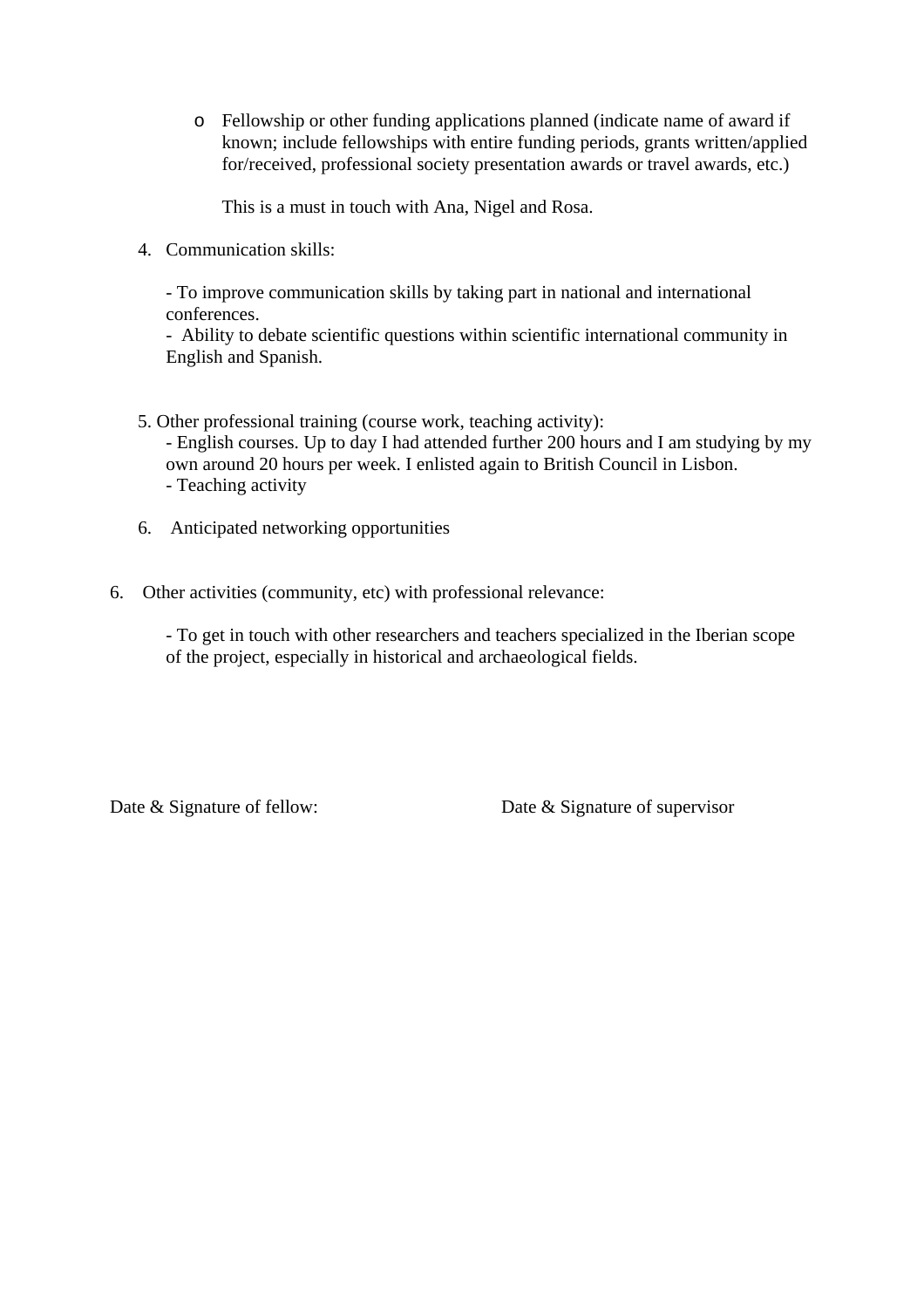- Fellowship or other funding applications planned (indicate name of award if known; include fellowships with entire funding periods, grants written/applied for/received, professional society presentation awards or travel awards, etc.)

  This is a must in touch with Ana, Nigel and Rosa.

4. Communication skills:

   - To improve communication skills by taking part in national and international conferences.
   - Ability to debate scientific questions within scientific international community in English and Spanish.

5. Other professional training (course work, teaching activity):
   - English courses. Up to day I had attended further 200 hours and I am studying by my own around 20 hours per week. I enlisted again to British Council in Lisbon.
   - Teaching activity

6. Anticipated networking opportunities

6. Other activities (community, etc) with professional relevance:

   - To get in touch with other researchers and teachers specialized in the Iberian scope of the project, especially in historical and archaeological fields.

Date & Signature of fellow: Date & Signature of supervisor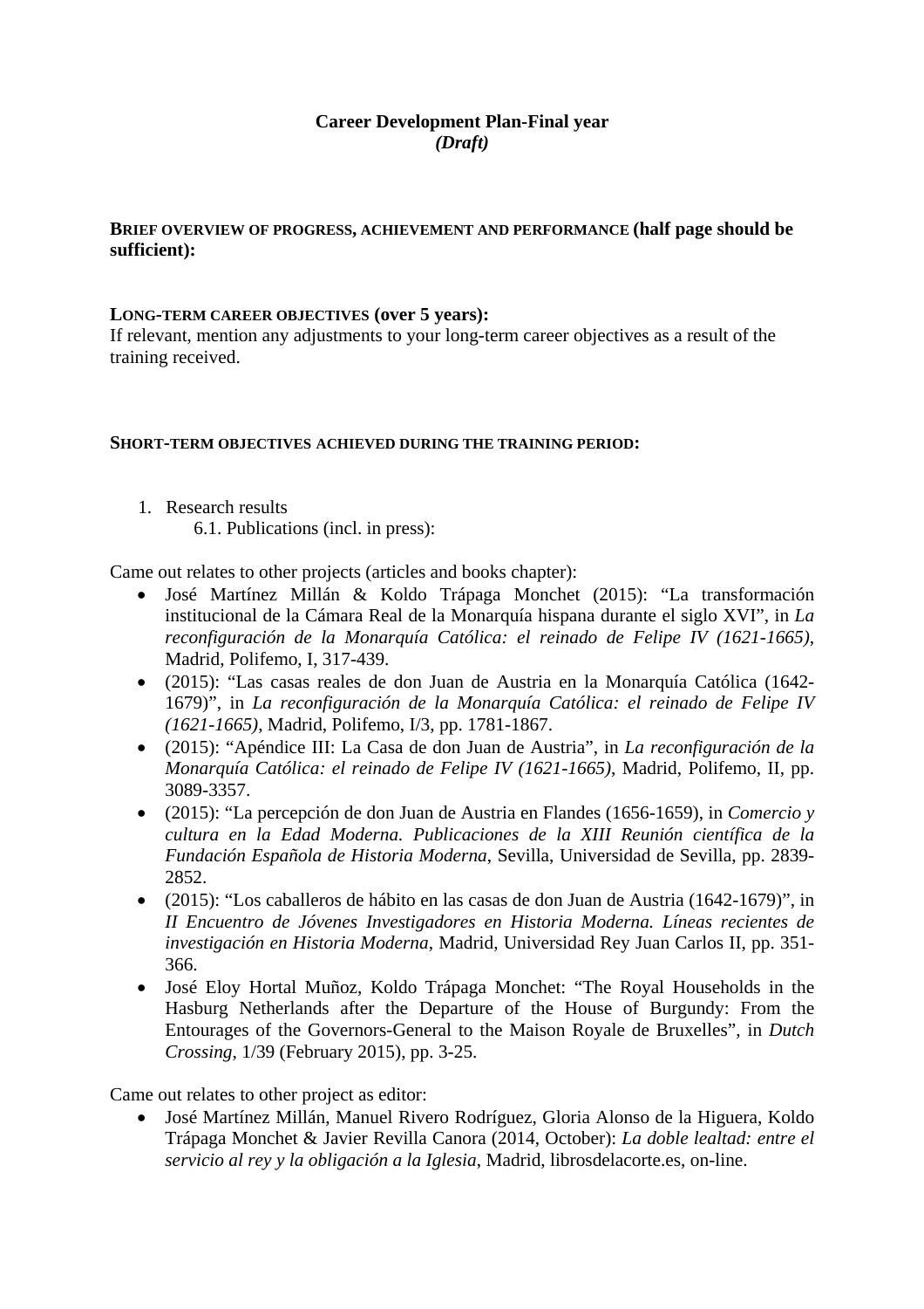**Career Development Plan-Final year**
***(Draft)***

**Brief overview of progress, achievement and performance (half page should be sufficient):**

**Long-term career objectives (over 5 years):**
If relevant, mention any adjustments to your long-term career objectives as a result of the training received.

**Short-term objectives achieved during the training period:**

1. Research results
   6.1. Publications (incl. in press):

Came out relates to other projects (articles and books chapter):

- José Martínez Millán & Koldo Trápaga Monchet (2015): "La transformación institucional de la Cámara Real de la Monarquía hispana durante el siglo XVI", in *La reconfiguración de la Monarquía Católica: el reinado de Felipe IV (1621-1665)*, Madrid, Polifemo, I, 317-439.
- (2015): "Las casas reales de don Juan de Austria en la Monarquía Católica (1642-1679)", in *La reconfiguración de la Monarquía Católica: el reinado de Felipe IV (1621-1665)*, Madrid, Polifemo, I/3, pp. 1781-1867.
- (2015): "Apéndice III: La Casa de don Juan de Austria", in *La reconfiguración de la Monarquía Católica: el reinado de Felipe IV (1621-1665)*, Madrid, Polifemo, II, pp. 3089-3357.
- (2015): "La percepción de don Juan de Austria en Flandes (1656-1659), in *Comercio y cultura en la Edad Moderna. Publicaciones de la XIII Reunión científica de la Fundación Española de Historia Moderna*, Sevilla, Universidad de Sevilla, pp. 2839-2852.
- (2015): "Los caballeros de hábito en las casas de don Juan de Austria (1642-1679)", in *II Encuentro de Jóvenes Investigadores en Historia Moderna. Líneas recientes de investigación en Historia Moderna*, Madrid, Universidad Rey Juan Carlos II, pp. 351-366.
- José Eloy Hortal Muñoz, Koldo Trápaga Monchet: "The Royal Households in the Hasburg Netherlands after the Departure of the House of Burgundy: From the Entourages of the Governors-General to the Maison Royale de Bruxelles", in *Dutch Crossing*, 1/39 (February 2015), pp. 3-25.

Came out relates to other project as editor:

- José Martínez Millán, Manuel Rivero Rodríguez, Gloria Alonso de la Higuera, Koldo Trápaga Monchet & Javier Revilla Canora (2014, October): *La doble lealtad: entre el servicio al rey y la obligación a la Iglesia*, Madrid, librosdelacorte.es, on-line.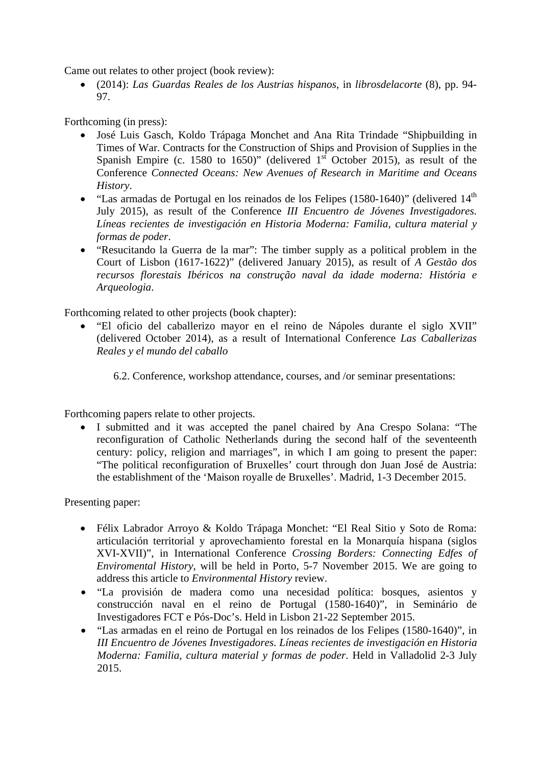Came out relates to other project (book review):

- (2014): *Las Guardas Reales de los Austrias hispanos*, in *librosdelacorte* (8), pp. 94-97.

Forthcoming (in press):

- José Luis Gasch, Koldo Trápaga Monchet and Ana Rita Trindade "Shipbuilding in Times of War. Contracts for the Construction of Ships and Provision of Supplies in the Spanish Empire (c. 1580 to 1650)" (delivered 1st October 2015), as result of the Conference *Connected Oceans: New Avenues of Research in Maritime and Oceans History*.
- "Las armadas de Portugal en los reinados de los Felipes (1580-1640)" (delivered 14th July 2015), as result of the Conference *III Encuentro de Jóvenes Investigadores. Líneas recientes de investigación en Historia Moderna: Familia, cultura material y formas de poder*.
- "Resucitando la Guerra de la mar": The timber supply as a political problem in the Court of Lisbon (1617-1622)" (delivered January 2015), as result of *A Gestão dos recursos florestais Ibéricos na construção naval da idade moderna: História e Arqueologia*.

Forthcoming related to other projects (book chapter):

- "El oficio del caballerizo mayor en el reino de Nápoles durante el siglo XVII" (delivered October 2014), as a result of International Conference *Las Caballerizas Reales y el mundo del caballo*

6.2. Conference, workshop attendance, courses, and /or seminar presentations:

Forthcoming papers relate to other projects.

- I submitted and it was accepted the panel chaired by Ana Crespo Solana: "The reconfiguration of Catholic Netherlands during the second half of the seventeenth century: policy, religion and marriages", in which I am going to present the paper: "The political reconfiguration of Bruxelles' court through don Juan José de Austria: the establishment of the 'Maison royalle de Bruxelles'. Madrid, 1-3 December 2015.

Presenting paper:

- Félix Labrador Arroyo & Koldo Trápaga Monchet: "El Real Sitio y Soto de Roma: articulación territorial y aprovechamiento forestal en la Monarquía hispana (siglos XVI-XVII)", in International Conference *Crossing Borders: Connecting Edfes of Enviromental History*, will be held in Porto, 5-7 November 2015. We are going to address this article to *Environmental History* review.
- "La provisión de madera como una necesidad política: bosques, asientos y construcción naval en el reino de Portugal (1580-1640)", in Seminário de Investigadores FCT e Pós-Doc's. Held in Lisbon 21-22 September 2015.
- "Las armadas en el reino de Portugal en los reinados de los Felipes (1580-1640)", in *III Encuentro de Jóvenes Investigadores. Líneas recientes de investigación en Historia Moderna: Familia, cultura material y formas de poder*. Held in Valladolid 2-3 July 2015.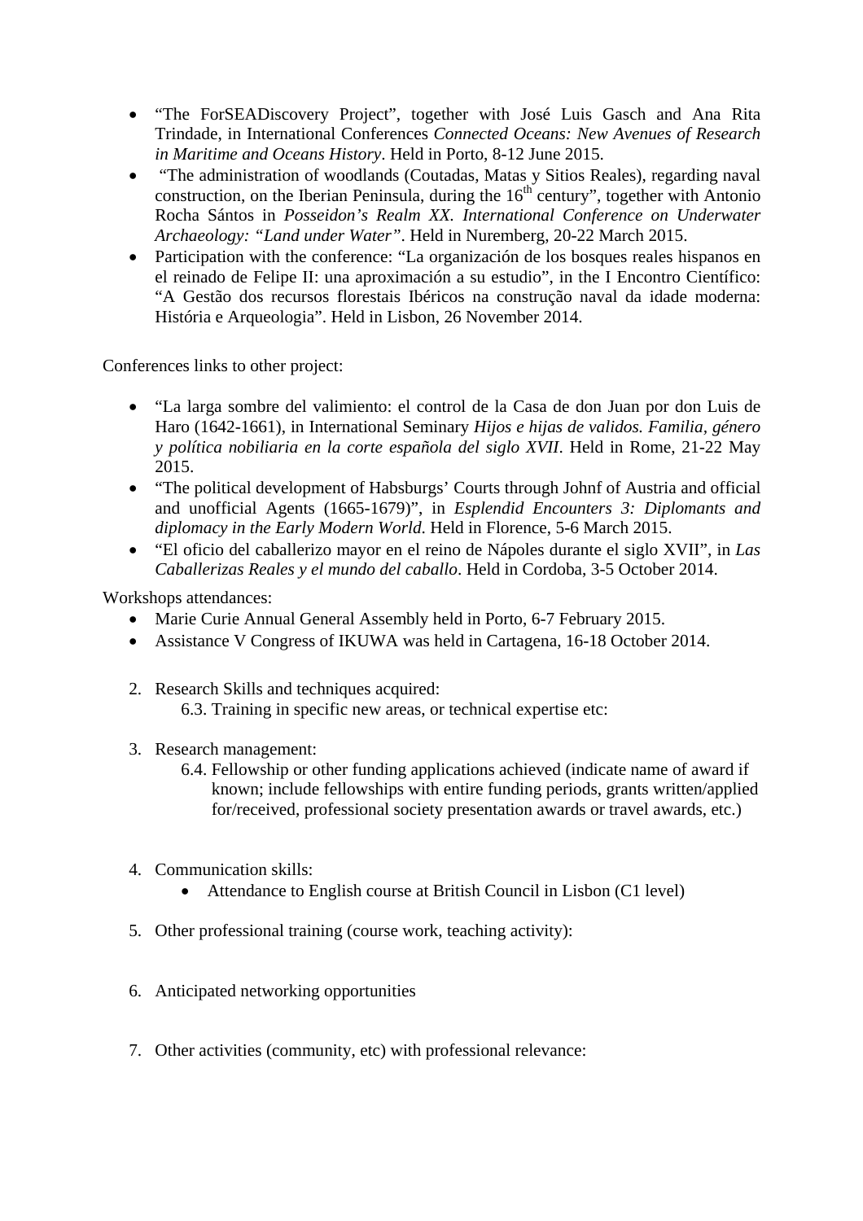- "The ForSEADiscovery Project", together with José Luis Gasch and Ana Rita Trindade, in International Conferences *Connected Oceans: New Avenues of Research in Maritime and Oceans History*. Held in Porto, 8-12 June 2015.
- "The administration of woodlands (Coutadas, Matas y Sitios Reales), regarding naval construction, on the Iberian Peninsula, during the 16th century", together with Antonio Rocha Sántos in *Posseidon's Realm XX. International Conference on Underwater Archaeology: "Land under Water"*. Held in Nuremberg, 20-22 March 2015.
- Participation with the conference: "La organización de los bosques reales hispanos en el reinado de Felipe II: una aproximación a su estudio", in the I Encontro Científico: "A Gestão dos recursos florestais Ibéricos na construção naval da idade moderna: História e Arqueologia". Held in Lisbon, 26 November 2014.

Conferences links to other project:

- "La larga sombre del valimiento: el control de la Casa de don Juan por don Luis de Haro (1642-1661), in International Seminary *Hijos e hijas de validos. Familia, género y política nobiliaria en la corte española del siglo XVII*. Held in Rome, 21-22 May 2015.
- "The political development of Habsburgs' Courts through Johnf of Austria and official and unofficial Agents (1665-1679)", in *Esplendid Encounters 3: Diplomants and diplomacy in the Early Modern World*. Held in Florence, 5-6 March 2015.
- "El oficio del caballerizo mayor en el reino de Nápoles durante el siglo XVII", in *Las Caballerizas Reales y el mundo del caballo*. Held in Cordoba, 3-5 October 2014.

Workshops attendances:

- Marie Curie Annual General Assembly held in Porto, 6-7 February 2015.
- Assistance V Congress of IKUWA was held in Cartagena, 16-18 October 2014.

2. Research Skills and techniques acquired:
   6.3. Training in specific new areas, or technical expertise etc:

3. Research management:
   6.4. Fellowship or other funding applications achieved (indicate name of award if known; include fellowships with entire funding periods, grants written/applied for/received, professional society presentation awards or travel awards, etc.)

4. Communication skills:
   - Attendance to English course at British Council in Lisbon (C1 level)

5. Other professional training (course work, teaching activity):

6. Anticipated networking opportunities

7. Other activities (community, etc) with professional relevance: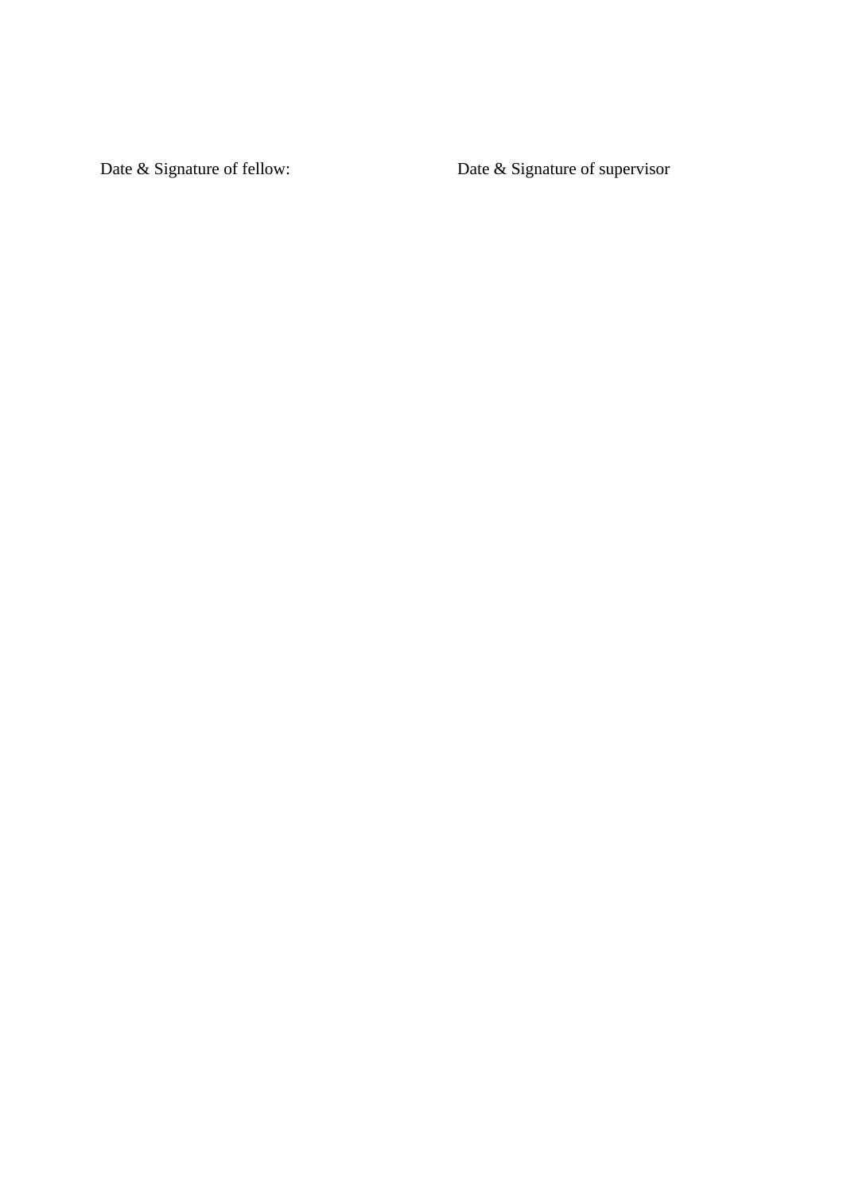Date & Signature of fellow: Date & Signature of supervisor